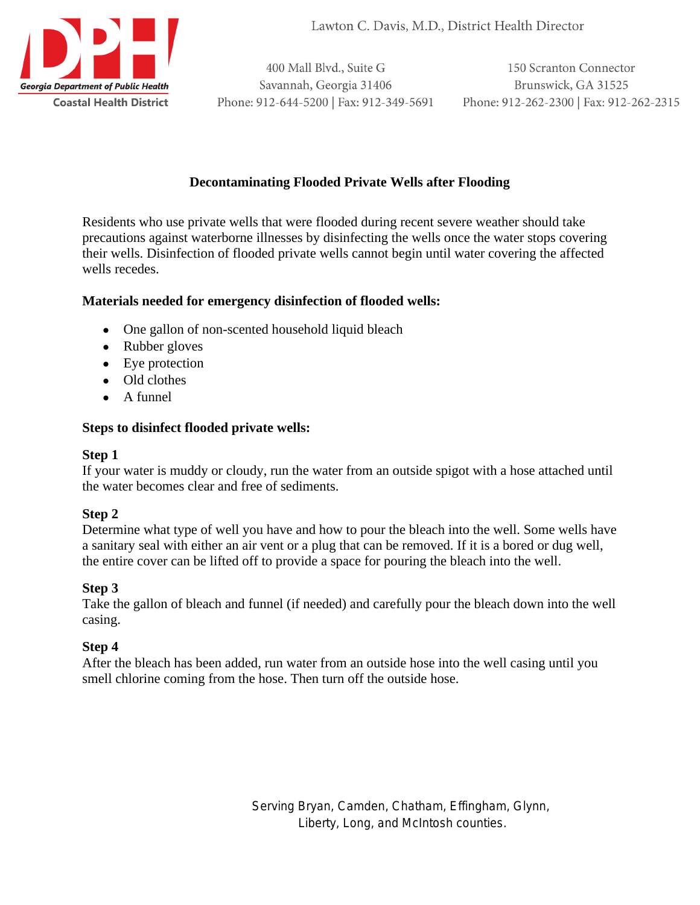Georgia Department of Public Health
Coastal Health District

Lawton C. Davis, M.D., District Health Director

400 Mall Blvd., Suite G
Savannah, Georgia 31406
Phone: 912-644-5200 | Fax: 912-349-5691

150 Scranton Connector
Brunswick, GA 31525
Phone: 912-262-2300 | Fax: 912-262-2315

## Decontaminating Flooded Private Wells after Flooding

Residents who use private wells that were flooded during recent severe weather should take precautions against waterborne illnesses by disinfecting the wells once the water stops covering their wells. Disinfection of flooded private wells cannot begin until water covering the affected wells recedes.

**Materials needed for emergency disinfection of flooded wells:**

- One gallon of non-scented household liquid bleach
- Rubber gloves
- Eye protection
- Old clothes
- A funnel

**Steps to disinfect flooded private wells:**

**Step 1**
If your water is muddy or cloudy, run the water from an outside spigot with a hose attached until the water becomes clear and free of sediments.

**Step 2**
Determine what type of well you have and how to pour the bleach into the well. Some wells have a sanitary seal with either an air vent or a plug that can be removed. If it is a bored or dug well, the entire cover can be lifted off to provide a space for pouring the bleach into the well.

**Step 3**
Take the gallon of bleach and funnel (if needed) and carefully pour the bleach down into the well casing.

**Step 4**
After the bleach has been added, run water from an outside hose into the well casing until you smell chlorine coming from the hose. Then turn off the outside hose.

Serving Bryan, Camden, Chatham, Effingham, Glynn, Liberty, Long, and McIntosh counties.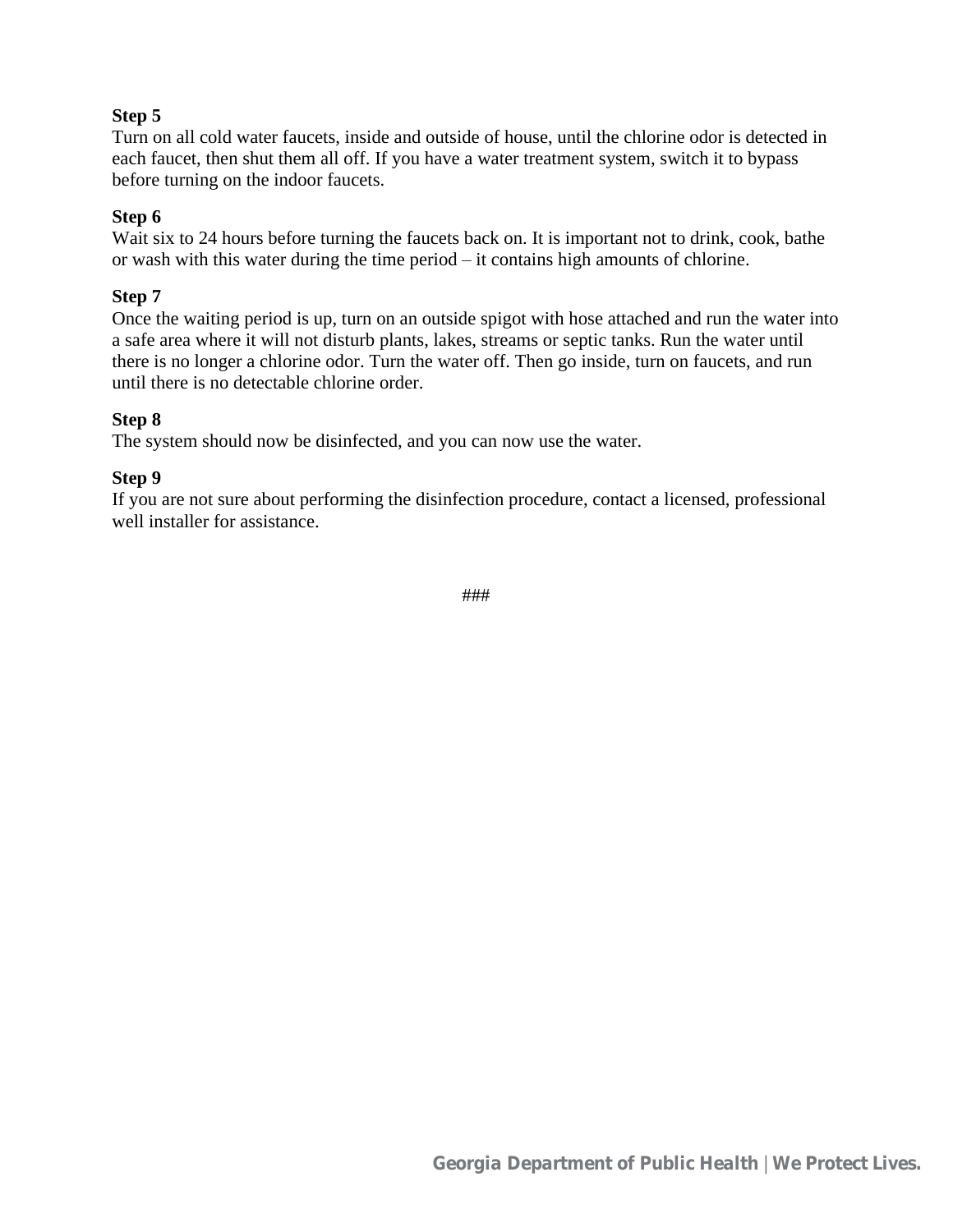**Step 5**
Turn on all cold water faucets, inside and outside of house, until the chlorine odor is detected in each faucet, then shut them all off. If you have a water treatment system, switch it to bypass before turning on the indoor faucets.

**Step 6**
Wait six to 24 hours before turning the faucets back on. It is important not to drink, cook, bathe or wash with this water during the time period – it contains high amounts of chlorine.

**Step 7**
Once the waiting period is up, turn on an outside spigot with hose attached and run the water into a safe area where it will not disturb plants, lakes, streams or septic tanks. Run the water until there is no longer a chlorine odor. Turn the water off. Then go inside, turn on faucets, and run until there is no detectable chlorine order.

**Step 8**
The system should now be disinfected, and you can now use the water.

**Step 9**
If you are not sure about performing the disinfection procedure, contact a licensed, professional well installer for assistance.

###